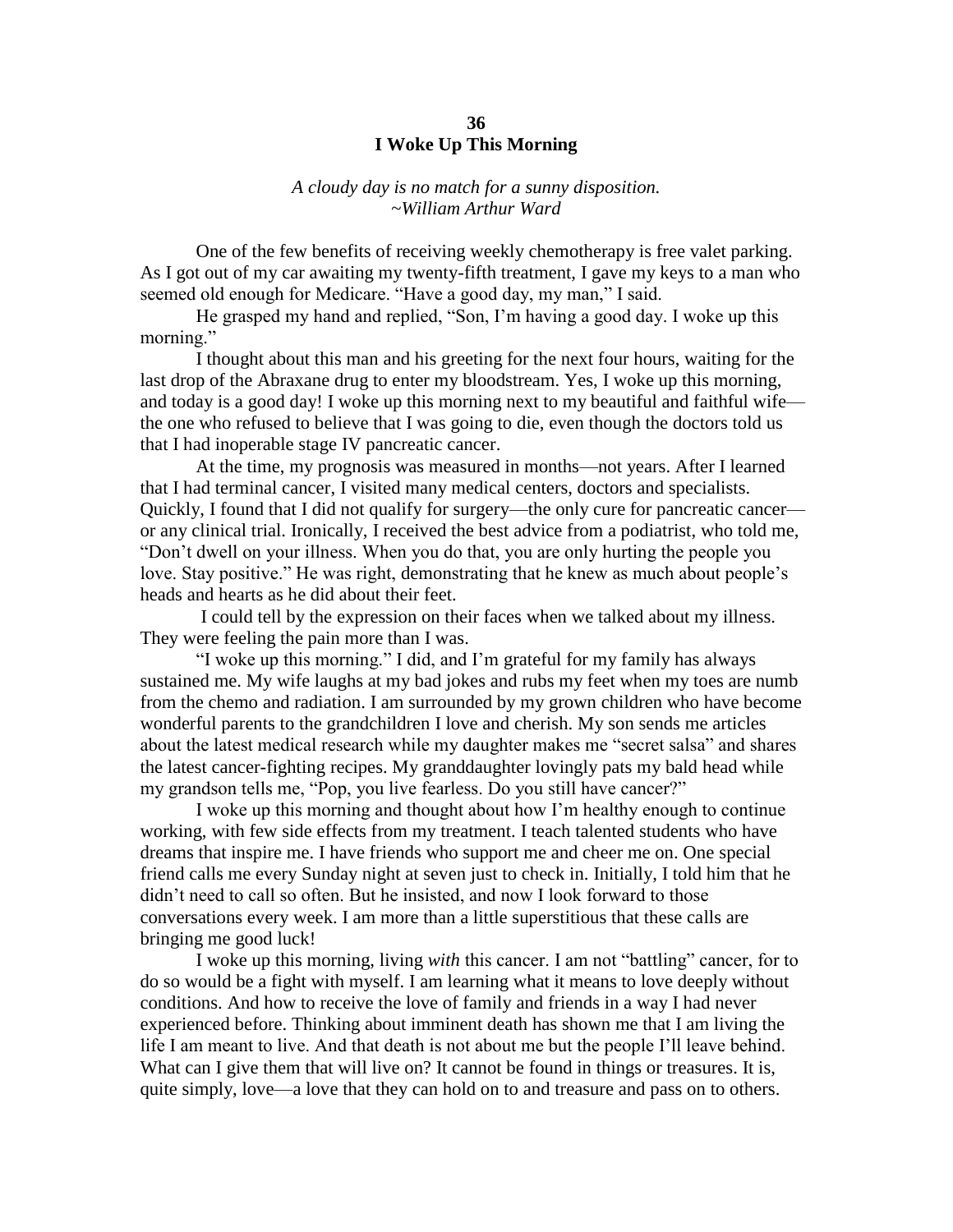# 36
# I Woke Up This Morning

*A cloudy day is no match for a sunny disposition.*
*~William Arthur Ward*

One of the few benefits of receiving weekly chemotherapy is free valet parking. As I got out of my car awaiting my twenty-fifth treatment, I gave my keys to a man who seemed old enough for Medicare. "Have a good day, my man," I said.

He grasped my hand and replied, "Son, I'm having a good day. I woke up this morning."

I thought about this man and his greeting for the next four hours, waiting for the last drop of the Abraxane drug to enter my bloodstream. Yes, I woke up this morning, and today is a good day! I woke up this morning next to my beautiful and faithful wife—the one who refused to believe that I was going to die, even though the doctors told us that I had inoperable stage IV pancreatic cancer.

At the time, my prognosis was measured in months—not years. After I learned that I had terminal cancer, I visited many medical centers, doctors and specialists. Quickly, I found that I did not qualify for surgery—the only cure for pancreatic cancer—or any clinical trial. Ironically, I received the best advice from a podiatrist, who told me, "Don't dwell on your illness. When you do that, you are only hurting the people you love. Stay positive." He was right, demonstrating that he knew as much about people's heads and hearts as he did about their feet.

I could tell by the expression on their faces when we talked about my illness. They were feeling the pain more than I was.

"I woke up this morning." I did, and I'm grateful for my family has always sustained me. My wife laughs at my bad jokes and rubs my feet when my toes are numb from the chemo and radiation. I am surrounded by my grown children who have become wonderful parents to the grandchildren I love and cherish. My son sends me articles about the latest medical research while my daughter makes me "secret salsa" and shares the latest cancer-fighting recipes. My granddaughter lovingly pats my bald head while my grandson tells me, "Pop, you live fearless. Do you still have cancer?"

I woke up this morning and thought about how I'm healthy enough to continue working, with few side effects from my treatment. I teach talented students who have dreams that inspire me. I have friends who support me and cheer me on. One special friend calls me every Sunday night at seven just to check in. Initially, I told him that he didn't need to call so often. But he insisted, and now I look forward to those conversations every week. I am more than a little superstitious that these calls are bringing me good luck!

I woke up this morning, living *with* this cancer. I am not "battling" cancer, for to do so would be a fight with myself. I am learning what it means to love deeply without conditions. And how to receive the love of family and friends in a way I had never experienced before. Thinking about imminent death has shown me that I am living the life I am meant to live. And that death is not about me but the people I'll leave behind. What can I give them that will live on? It cannot be found in things or treasures. It is, quite simply, love—a love that they can hold on to and treasure and pass on to others.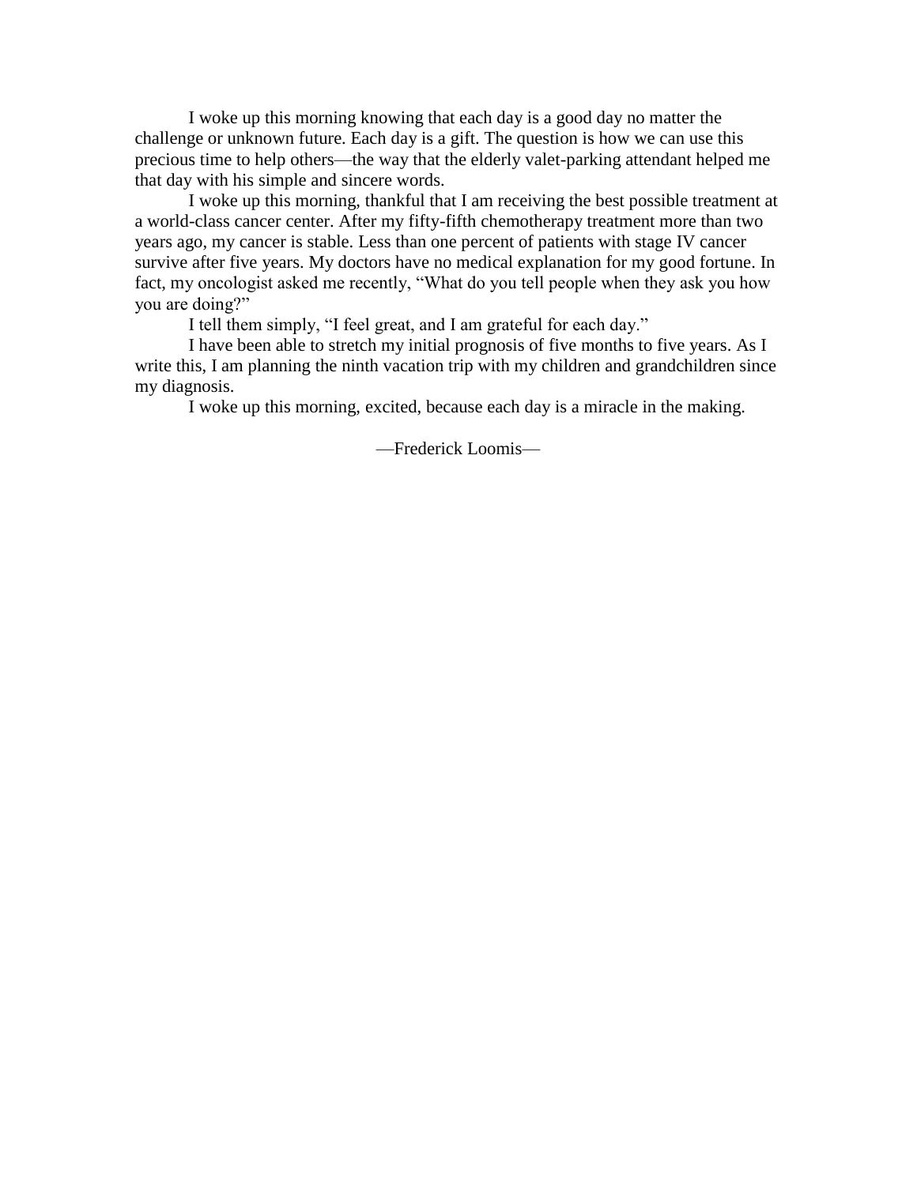I woke up this morning knowing that each day is a good day no matter the challenge or unknown future. Each day is a gift. The question is how we can use this precious time to help others—the way that the elderly valet-parking attendant helped me that day with his simple and sincere words.

I woke up this morning, thankful that I am receiving the best possible treatment at a world-class cancer center. After my fifty-fifth chemotherapy treatment more than two years ago, my cancer is stable. Less than one percent of patients with stage IV cancer survive after five years. My doctors have no medical explanation for my good fortune. In fact, my oncologist asked me recently, "What do you tell people when they ask you how you are doing?"

I tell them simply, "I feel great, and I am grateful for each day."

I have been able to stretch my initial prognosis of five months to five years. As I write this, I am planning the ninth vacation trip with my children and grandchildren since my diagnosis.

I woke up this morning, excited, because each day is a miracle in the making.

—Frederick Loomis—